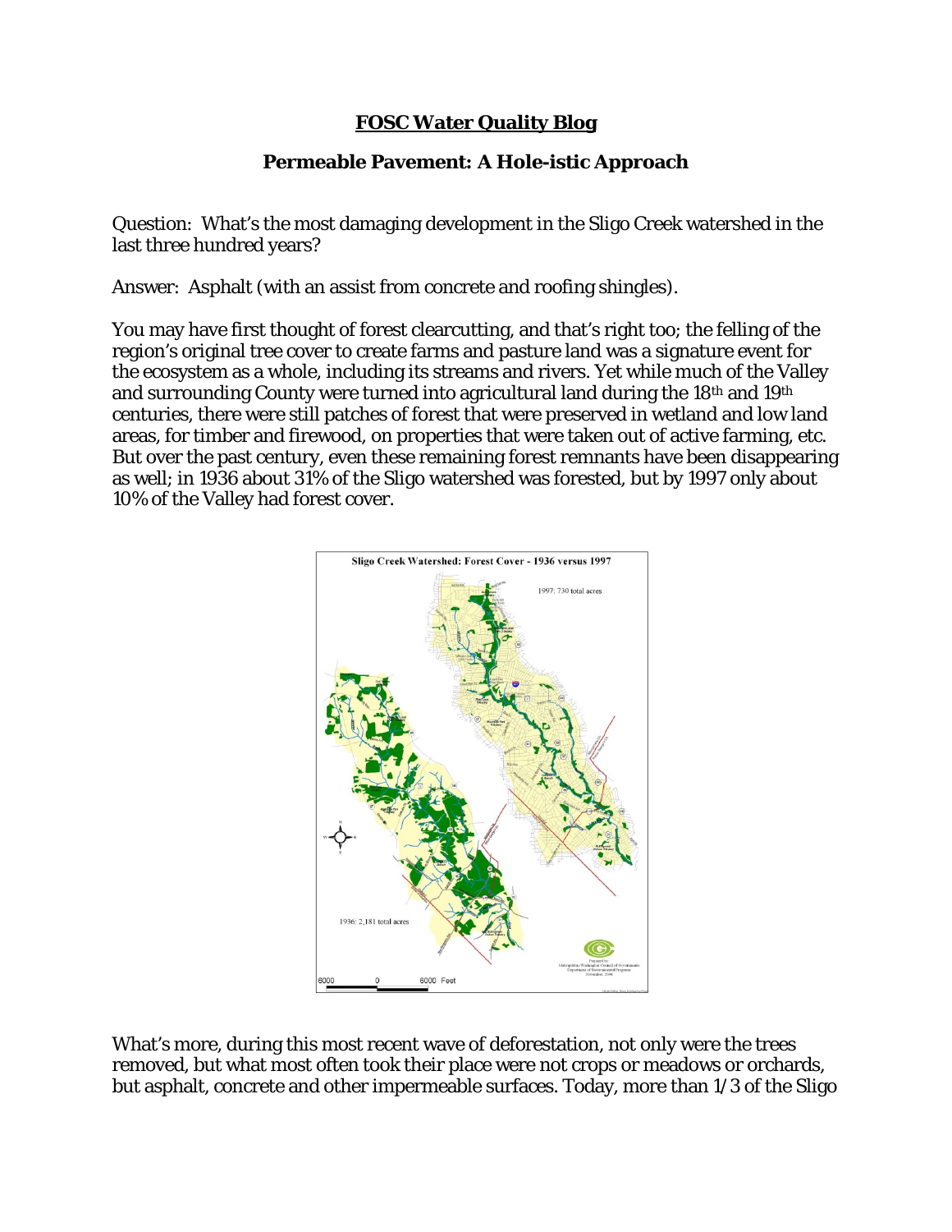# FOSC Water Quality Blog

## Permeable Pavement: A Hole-istic Approach

Question: What's the most damaging development in the Sligo Creek watershed in the last three hundred years?

Answer: Asphalt (with an assist from concrete and roofing shingles).

You may have first thought of forest clearcutting, and that's right too; the felling of the region's original tree cover to create farms and pasture land was a signature event for the ecosystem as a whole, including its streams and rivers. Yet while much of the Valley and surrounding County were turned into agricultural land during the 18th and 19th centuries, there were still patches of forest that were preserved in wetland and low land areas, for timber and firewood, on properties that were taken out of active farming, etc. But over the past century, even these remaining forest remnants have been disappearing as well; in 1936 about 31% of the Sligo watershed was forested, but by 1997 only about 10% of the Valley had forest cover.

What's more, during this most recent wave of deforestation, not only were the trees removed, but what most often took their place were not crops or meadows or orchards, but asphalt, concrete and other impermeable surfaces. Today, more than 1/3 of the Sligo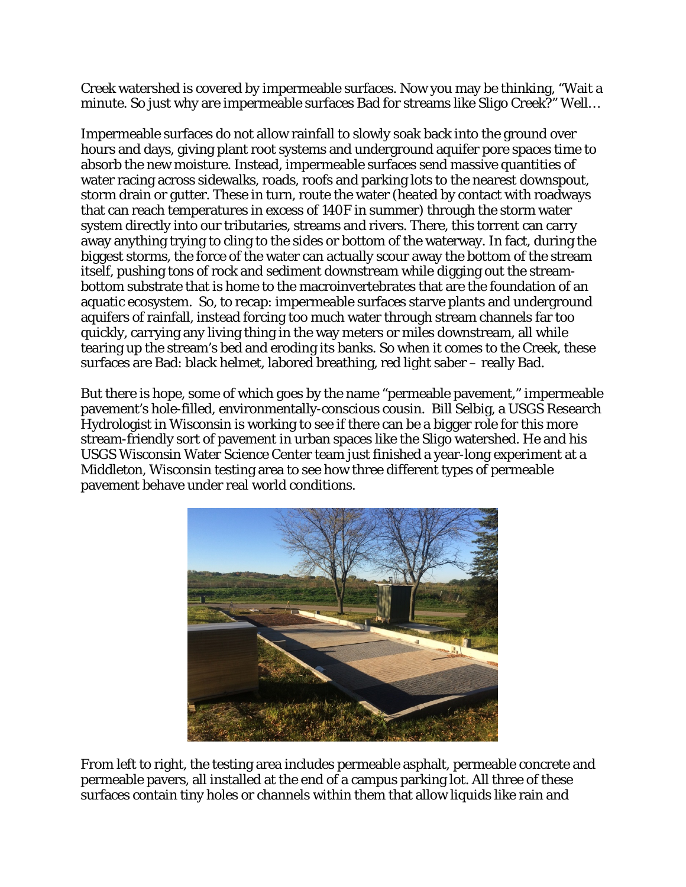Creek watershed is covered by impermeable surfaces. Now you may be thinking, "Wait a minute. So just why are impermeable surfaces Bad for streams like Sligo Creek?" Well…

Impermeable surfaces do not allow rainfall to slowly soak back into the ground over hours and days, giving plant root systems and underground aquifer pore spaces time to absorb the new moisture. Instead, impermeable surfaces send massive quantities of water racing across sidewalks, roads, roofs and parking lots to the nearest downspout, storm drain or gutter. These in turn, route the water (heated by contact with roadways that can reach temperatures in excess of 140F in summer) through the storm water system directly into our tributaries, streams and rivers. There, this torrent can carry away anything trying to cling to the sides or bottom of the waterway. In fact, during the biggest storms, the force of the water can actually scour away the bottom of the stream itself, pushing tons of rock and sediment downstream while digging out the stream-bottom substrate that is home to the macroinvertebrates that are the foundation of an aquatic ecosystem. So, to recap: impermeable surfaces starve plants and underground aquifers of rainfall, instead forcing too much water through stream channels far too quickly, carrying any living thing in the way meters or miles downstream, all while tearing up the stream's bed and eroding its banks. So when it comes to the Creek, these surfaces are Bad: black helmet, labored breathing, red light saber – really Bad.

But there is hope, some of which goes by the name "permeable pavement," impermeable pavement's hole-filled, environmentally-conscious cousin. Bill Selbig, a USGS Research Hydrologist in Wisconsin is working to see if there can be a bigger role for this more stream-friendly sort of pavement in urban spaces like the Sligo watershed. He and his USGS Wisconsin Water Science Center team just finished a year-long experiment at a Middleton, Wisconsin testing area to see how three different types of permeable pavement behave under real world conditions.

From left to right, the testing area includes permeable asphalt, permeable concrete and permeable pavers, all installed at the end of a campus parking lot. All three of these surfaces contain tiny holes or channels within them that allow liquids like rain and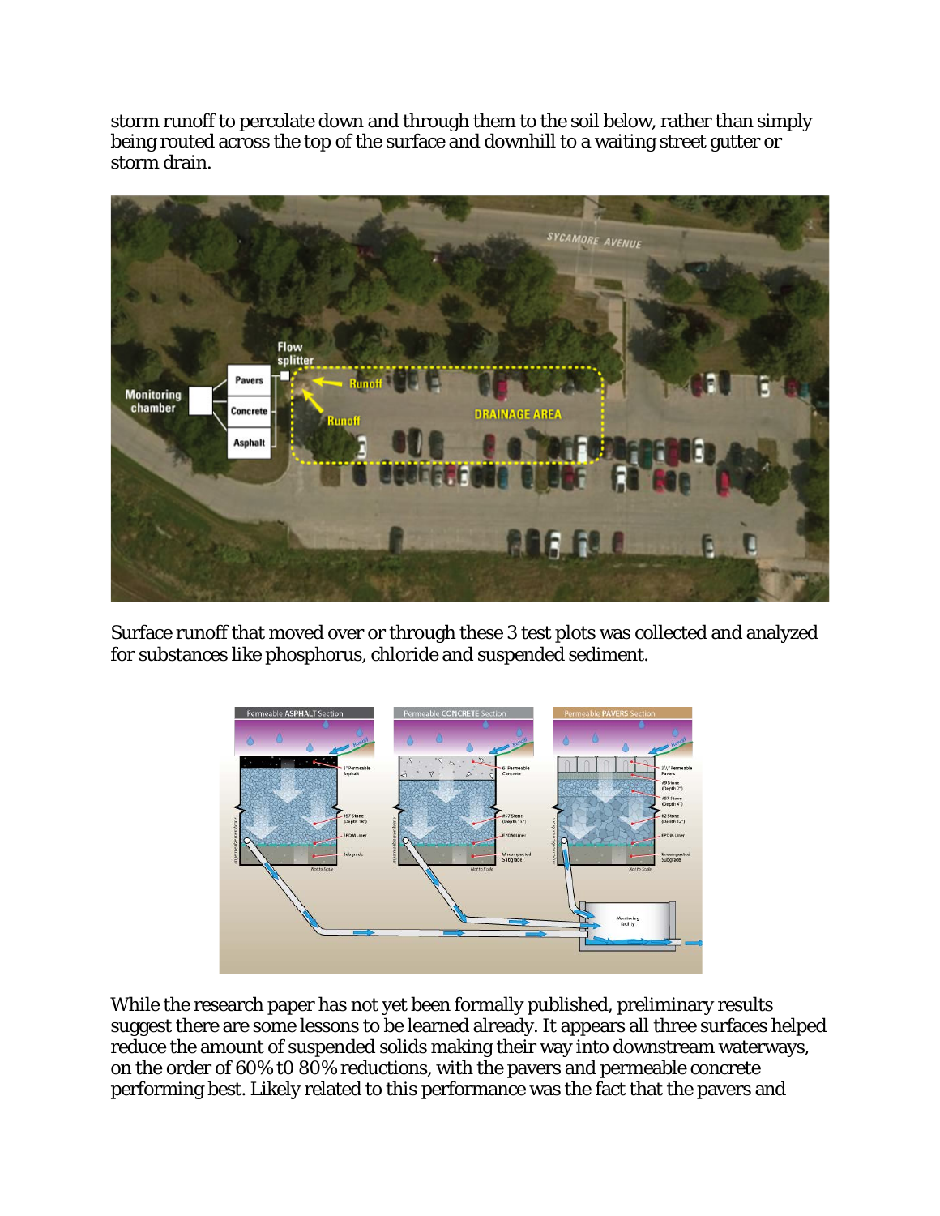storm runoff to percolate down and through them to the soil below, rather than simply being routed across the top of the surface and downhill to a waiting street gutter or storm drain.

Surface runoff that moved over or through these 3 test plots was collected and analyzed for substances like phosphorus, chloride and suspended sediment.

While the research paper has not yet been formally published, preliminary results suggest there are some lessons to be learned already. It appears all three surfaces helped reduce the amount of suspended solids making their way into downstream waterways, on the order of 60% t0 80% reductions, with the pavers and permeable concrete performing best. Likely related to this performance was the fact that the pavers and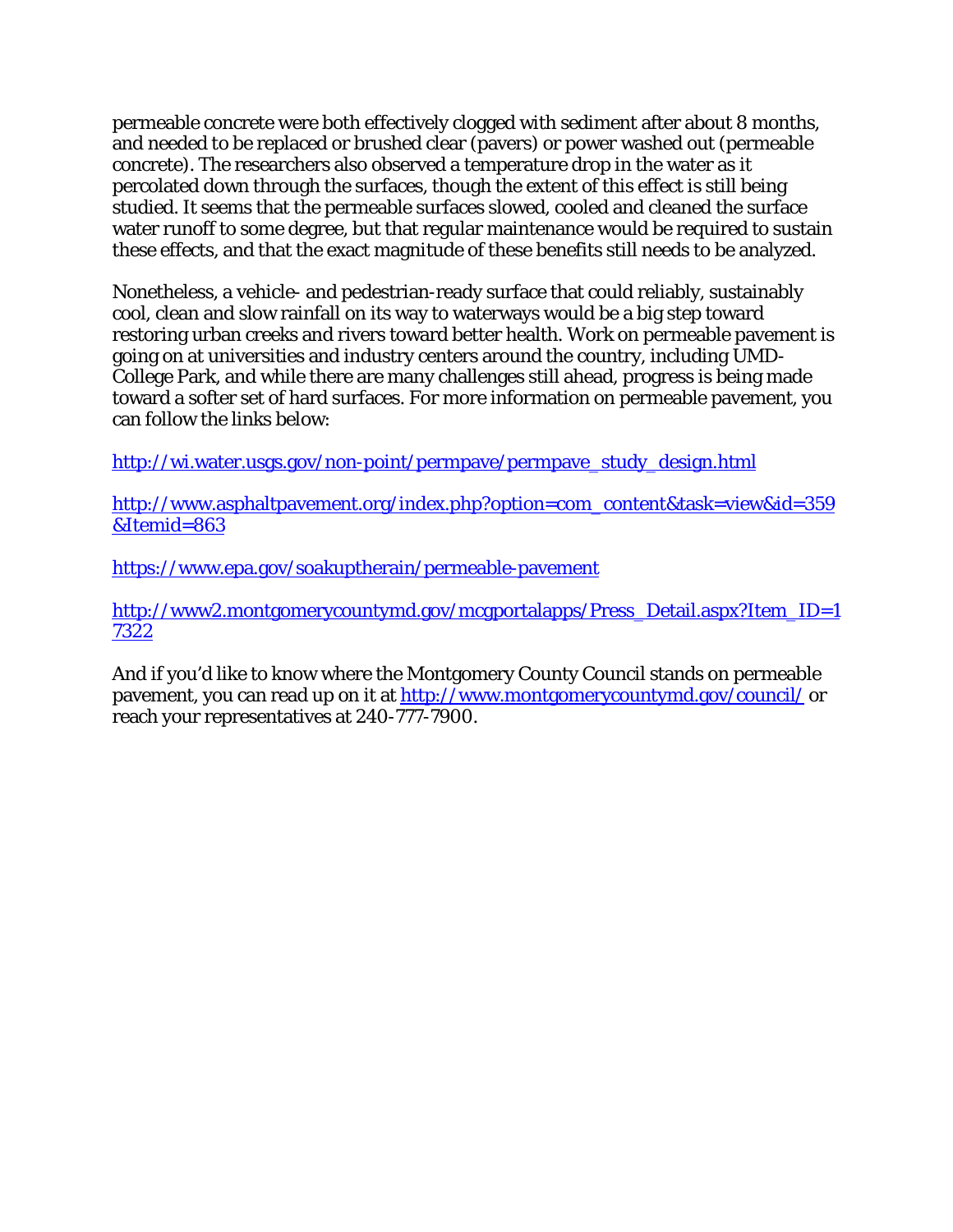permeable concrete were both effectively clogged with sediment after about 8 months, and needed to be replaced or brushed clear (pavers) or power washed out (permeable concrete). The researchers also observed a temperature drop in the water as it percolated down through the surfaces, though the extent of this effect is still being studied. It seems that the permeable surfaces slowed, cooled and cleaned the surface water runoff to some degree, but that regular maintenance would be required to sustain these effects, and that the exact magnitude of these benefits still needs to be analyzed.

Nonetheless, a vehicle- and pedestrian-ready surface that could reliably, sustainably cool, clean and slow rainfall on its way to waterways would be a big step toward restoring urban creeks and rivers toward better health. Work on permeable pavement is going on at universities and industry centers around the country, including UMD-College Park, and while there are many challenges still ahead, progress is being made toward a softer set of hard surfaces. For more information on permeable pavement, you can follow the links below:

http://wi.water.usgs.gov/non-point/permpave/permpave_study_design.html

http://www.asphaltpavement.org/index.php?option=com_content&task=view&id=359&Itemid=863

https://www.epa.gov/soakuptherain/permeable-pavement

http://www2.montgomerycountymd.gov/mcgportalapps/Press_Detail.aspx?Item_ID=17322

And if you'd like to know where the Montgomery County Council stands on permeable pavement, you can read up on it at http://www.montgomerycountymd.gov/council/ or reach your representatives at 240-777-7900.